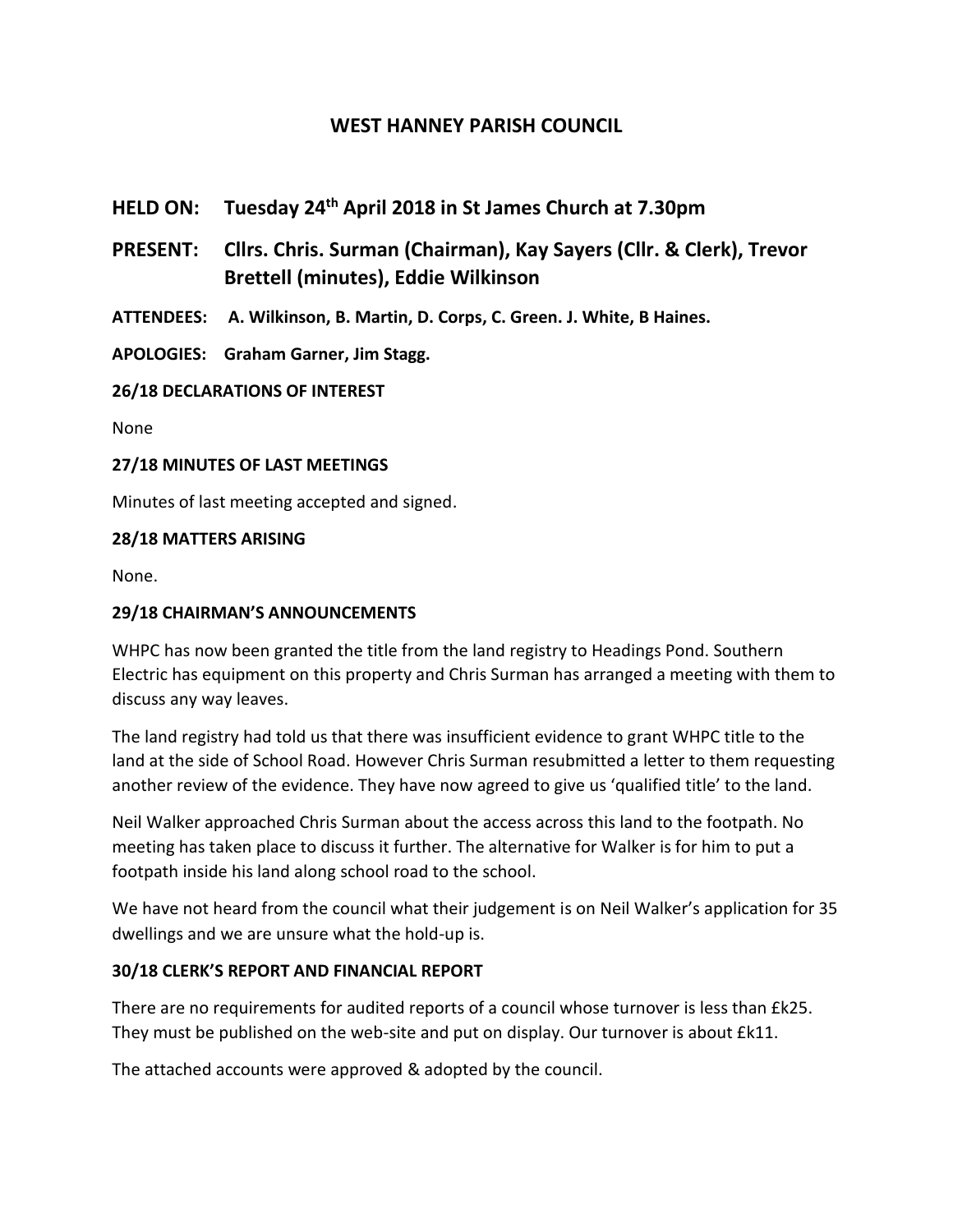# WEST HANNEY PARISH COUNCIL

## HELD ON: Tuesday 24th April 2018 in St James Church at 7.30pm

## PRESENT: Cllrs. Chris. Surman (Chairman), Kay Sayers (Cllr. & Clerk), Trevor Brettell (minutes), Eddie Wilkinson

**ATTENDEES: A. Wilkinson, B. Martin, D. Corps, C. Green. J. White, B Haines.**

**APOLOGIES: Graham Garner, Jim Stagg.**

**26/18 DECLARATIONS OF INTEREST**

None

**27/18 MINUTES OF LAST MEETINGS**

Minutes of last meeting accepted and signed.

**28/18 MATTERS ARISING**

None.

**29/18 CHAIRMAN'S ANNOUNCEMENTS**

WHPC has now been granted the title from the land registry to Headings Pond. Southern Electric has equipment on this property and Chris Surman has arranged a meeting with them to discuss any way leaves.

The land registry had told us that there was insufficient evidence to grant WHPC title to the land at the side of School Road. However Chris Surman resubmitted a letter to them requesting another review of the evidence. They have now agreed to give us 'qualified title' to the land.

Neil Walker approached Chris Surman about the access across this land to the footpath. No meeting has taken place to discuss it further. The alternative for Walker is for him to put a footpath inside his land along school road to the school.

We have not heard from the council what their judgement is on Neil Walker's application for 35 dwellings and we are unsure what the hold-up is.

**30/18 CLERK'S REPORT AND FINANCIAL REPORT**

There are no requirements for audited reports of a council whose turnover is less than £k25. They must be published on the web-site and put on display. Our turnover is about £k11.

The attached accounts were approved & adopted by the council.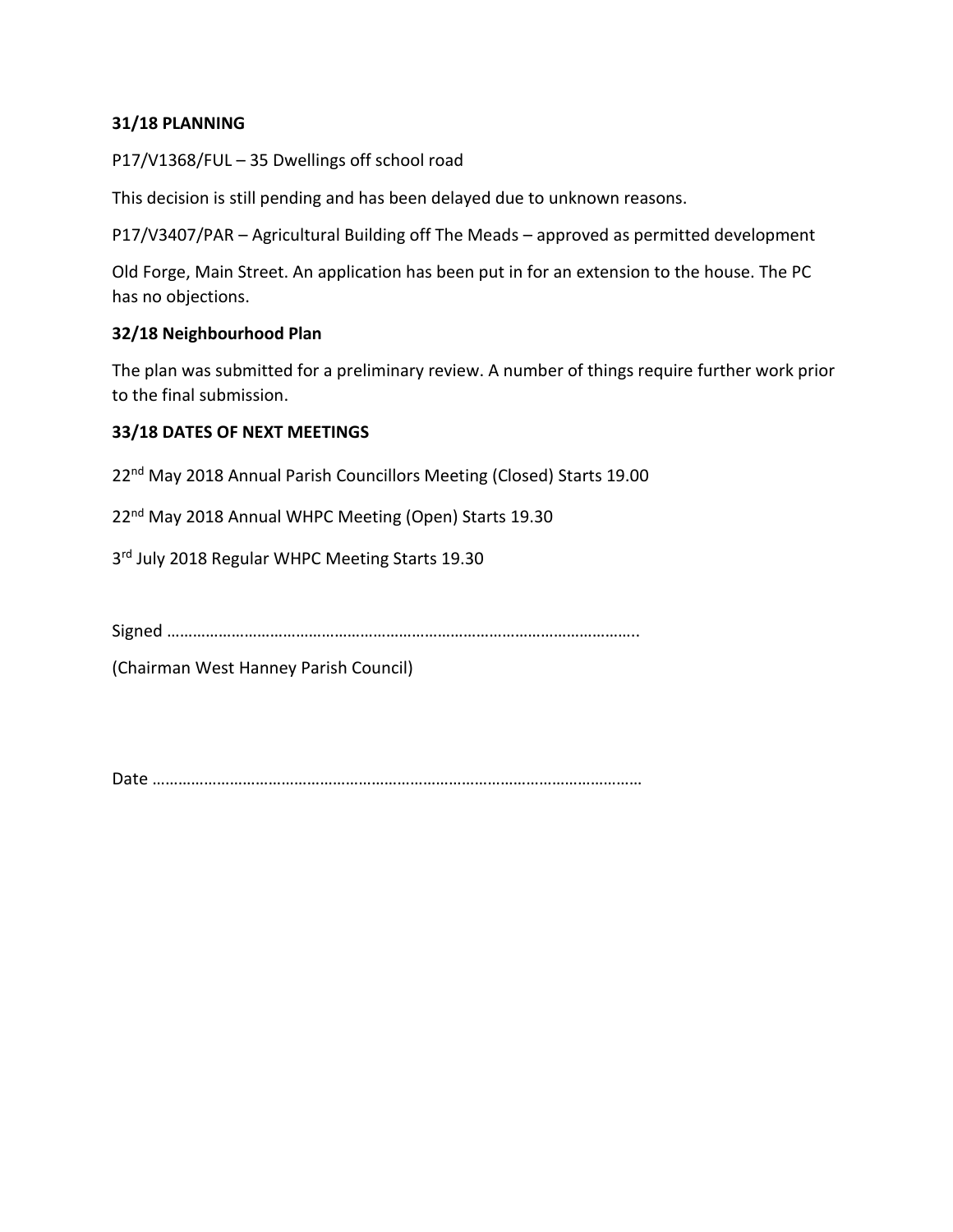**31/18 PLANNING**

P17/V1368/FUL – 35 Dwellings off school road

This decision is still pending and has been delayed due to unknown reasons.

P17/V3407/PAR – Agricultural Building off The Meads – approved as permitted development

Old Forge, Main Street. An application has been put in for an extension to the house. The PC has no objections.

**32/18 Neighbourhood Plan**

The plan was submitted for a preliminary review. A number of things require further work prior to the final submission.

**33/18 DATES OF NEXT MEETINGS**

22nd May 2018 Annual Parish Councillors Meeting (Closed) Starts 19.00

22nd May 2018 Annual WHPC Meeting (Open) Starts 19.30

3rd July 2018 Regular WHPC Meeting Starts 19.30

Signed …………………………………………………………………………………………..

(Chairman West Hanney Parish Council)

Date ……………………………………………………………………………………………………